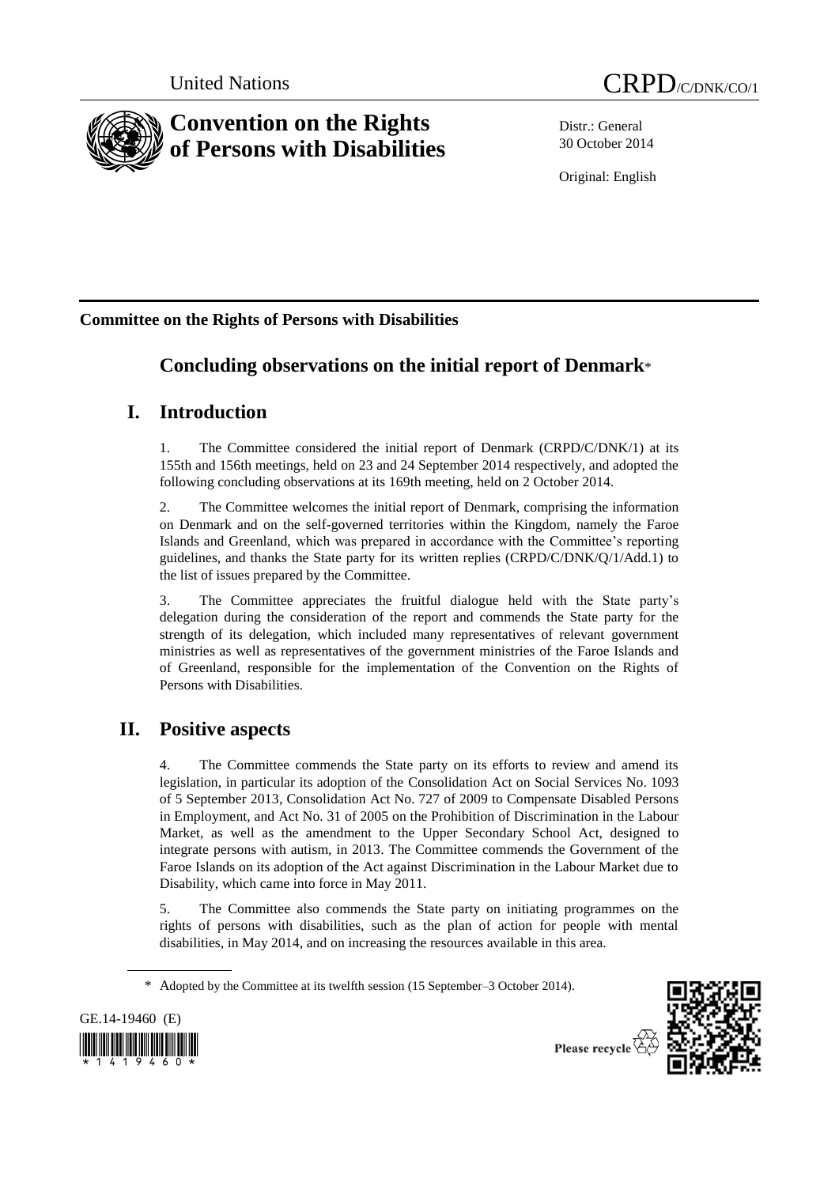United Nations

CRPD/C/DNK/CO/1

# Convention on the Rights of Persons with Disabilities

Distr.: General
30 October 2014

Original: English

**Committee on the Rights of Persons with Disabilities**

## Concluding observations on the initial report of Denmark*

## I. Introduction

1. The Committee considered the initial report of Denmark (CRPD/C/DNK/1) at its 155th and 156th meetings, held on 23 and 24 September 2014 respectively, and adopted the following concluding observations at its 169th meeting, held on 2 October 2014.

2. The Committee welcomes the initial report of Denmark, comprising the information on Denmark and on the self-governed territories within the Kingdom, namely the Faroe Islands and Greenland, which was prepared in accordance with the Committee's reporting guidelines, and thanks the State party for its written replies (CRPD/C/DNK/Q/1/Add.1) to the list of issues prepared by the Committee.

3. The Committee appreciates the fruitful dialogue held with the State party's delegation during the consideration of the report and commends the State party for the strength of its delegation, which included many representatives of relevant government ministries as well as representatives of the government ministries of the Faroe Islands and of Greenland, responsible for the implementation of the Convention on the Rights of Persons with Disabilities.

## II. Positive aspects

4. The Committee commends the State party on its efforts to review and amend its legislation, in particular its adoption of the Consolidation Act on Social Services No. 1093 of 5 September 2013, Consolidation Act No. 727 of 2009 to Compensate Disabled Persons in Employment, and Act No. 31 of 2005 on the Prohibition of Discrimination in the Labour Market, as well as the amendment to the Upper Secondary School Act, designed to integrate persons with autism, in 2013. The Committee commends the Government of the Faroe Islands on its adoption of the Act against Discrimination in the Labour Market due to Disability, which came into force in May 2011.

5. The Committee also commends the State party on initiating programmes on the rights of persons with disabilities, such as the plan of action for people with mental disabilities, in May 2014, and on increasing the resources available in this area.

\* Adopted by the Committee at its twelfth session (15 September–3 October 2014).

GE.14-19460 (E)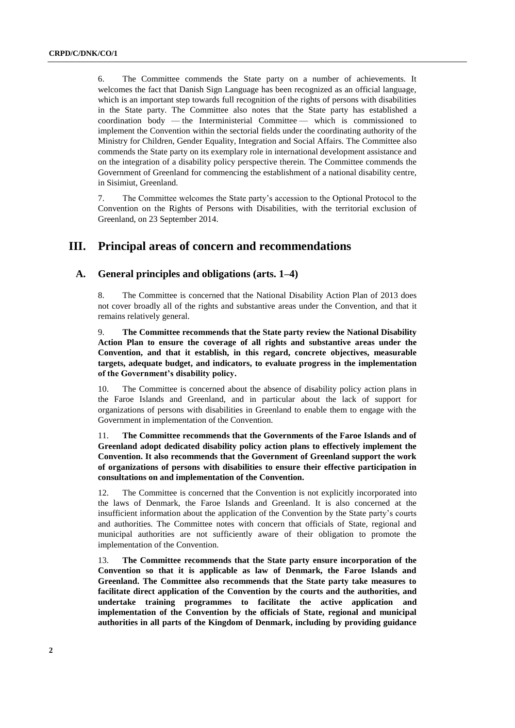6. The Committee commends the State party on a number of achievements. It welcomes the fact that Danish Sign Language has been recognized as an official language, which is an important step towards full recognition of the rights of persons with disabilities in the State party. The Committee also notes that the State party has established a coordination body — the Interministerial Committee — which is commissioned to implement the Convention within the sectorial fields under the coordinating authority of the Ministry for Children, Gender Equality, Integration and Social Affairs. The Committee also commends the State party on its exemplary role in international development assistance and on the integration of a disability policy perspective therein. The Committee commends the Government of Greenland for commencing the establishment of a national disability centre, in Sisimiut, Greenland.

7. The Committee welcomes the State party's accession to the Optional Protocol to the Convention on the Rights of Persons with Disabilities, with the territorial exclusion of Greenland, on 23 September 2014.

# III. Principal areas of concern and recommendations

## A. General principles and obligations (arts. 1–4)

8. The Committee is concerned that the National Disability Action Plan of 2013 does not cover broadly all of the rights and substantive areas under the Convention, and that it remains relatively general.

9. **The Committee recommends that the State party review the National Disability Action Plan to ensure the coverage of all rights and substantive areas under the Convention, and that it establish, in this regard, concrete objectives, measurable targets, adequate budget, and indicators, to evaluate progress in the implementation of the Government's disability policy.**

10. The Committee is concerned about the absence of disability policy action plans in the Faroe Islands and Greenland, and in particular about the lack of support for organizations of persons with disabilities in Greenland to enable them to engage with the Government in implementation of the Convention.

11. **The Committee recommends that the Governments of the Faroe Islands and of Greenland adopt dedicated disability policy action plans to effectively implement the Convention. It also recommends that the Government of Greenland support the work of organizations of persons with disabilities to ensure their effective participation in consultations on and implementation of the Convention.**

12. The Committee is concerned that the Convention is not explicitly incorporated into the laws of Denmark, the Faroe Islands and Greenland. It is also concerned at the insufficient information about the application of the Convention by the State party's courts and authorities. The Committee notes with concern that officials of State, regional and municipal authorities are not sufficiently aware of their obligation to promote the implementation of the Convention.

13. **The Committee recommends that the State party ensure incorporation of the Convention so that it is applicable as law of Denmark, the Faroe Islands and Greenland. The Committee also recommends that the State party take measures to facilitate direct application of the Convention by the courts and the authorities, and undertake training programmes to facilitate the active application and implementation of the Convention by the officials of State, regional and municipal authorities in all parts of the Kingdom of Denmark, including by providing guidance**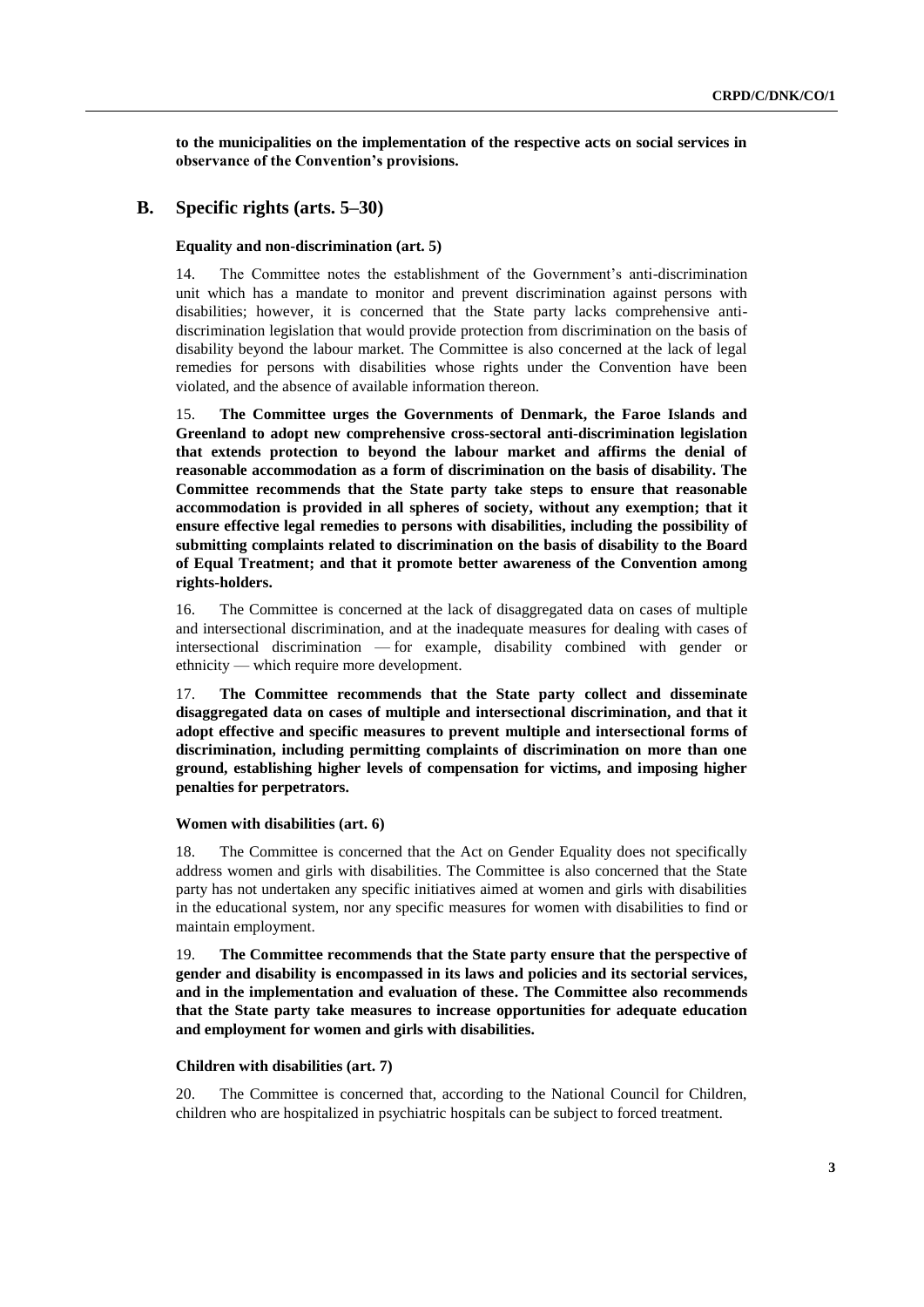**to the municipalities on the implementation of the respective acts on social services in observance of the Convention's provisions.**

## B. Specific rights (arts. 5–30)

### Equality and non-discrimination (art. 5)

14. The Committee notes the establishment of the Government's anti-discrimination unit which has a mandate to monitor and prevent discrimination against persons with disabilities; however, it is concerned that the State party lacks comprehensive anti-discrimination legislation that would provide protection from discrimination on the basis of disability beyond the labour market. The Committee is also concerned at the lack of legal remedies for persons with disabilities whose rights under the Convention have been violated, and the absence of available information thereon.

15. **The Committee urges the Governments of Denmark, the Faroe Islands and Greenland to adopt new comprehensive cross-sectoral anti-discrimination legislation that extends protection to beyond the labour market and affirms the denial of reasonable accommodation as a form of discrimination on the basis of disability. The Committee recommends that the State party take steps to ensure that reasonable accommodation is provided in all spheres of society, without any exemption; that it ensure effective legal remedies to persons with disabilities, including the possibility of submitting complaints related to discrimination on the basis of disability to the Board of Equal Treatment; and that it promote better awareness of the Convention among rights-holders.**

16. The Committee is concerned at the lack of disaggregated data on cases of multiple and intersectional discrimination, and at the inadequate measures for dealing with cases of intersectional discrimination — for example, disability combined with gender or ethnicity — which require more development.

17. **The Committee recommends that the State party collect and disseminate disaggregated data on cases of multiple and intersectional discrimination, and that it adopt effective and specific measures to prevent multiple and intersectional forms of discrimination, including permitting complaints of discrimination on more than one ground, establishing higher levels of compensation for victims, and imposing higher penalties for perpetrators.**

### Women with disabilities (art. 6)

18. The Committee is concerned that the Act on Gender Equality does not specifically address women and girls with disabilities. The Committee is also concerned that the State party has not undertaken any specific initiatives aimed at women and girls with disabilities in the educational system, nor any specific measures for women with disabilities to find or maintain employment.

19. **The Committee recommends that the State party ensure that the perspective of gender and disability is encompassed in its laws and policies and its sectorial services, and in the implementation and evaluation of these. The Committee also recommends that the State party take measures to increase opportunities for adequate education and employment for women and girls with disabilities.**

### Children with disabilities (art. 7)

20. The Committee is concerned that, according to the National Council for Children, children who are hospitalized in psychiatric hospitals can be subject to forced treatment.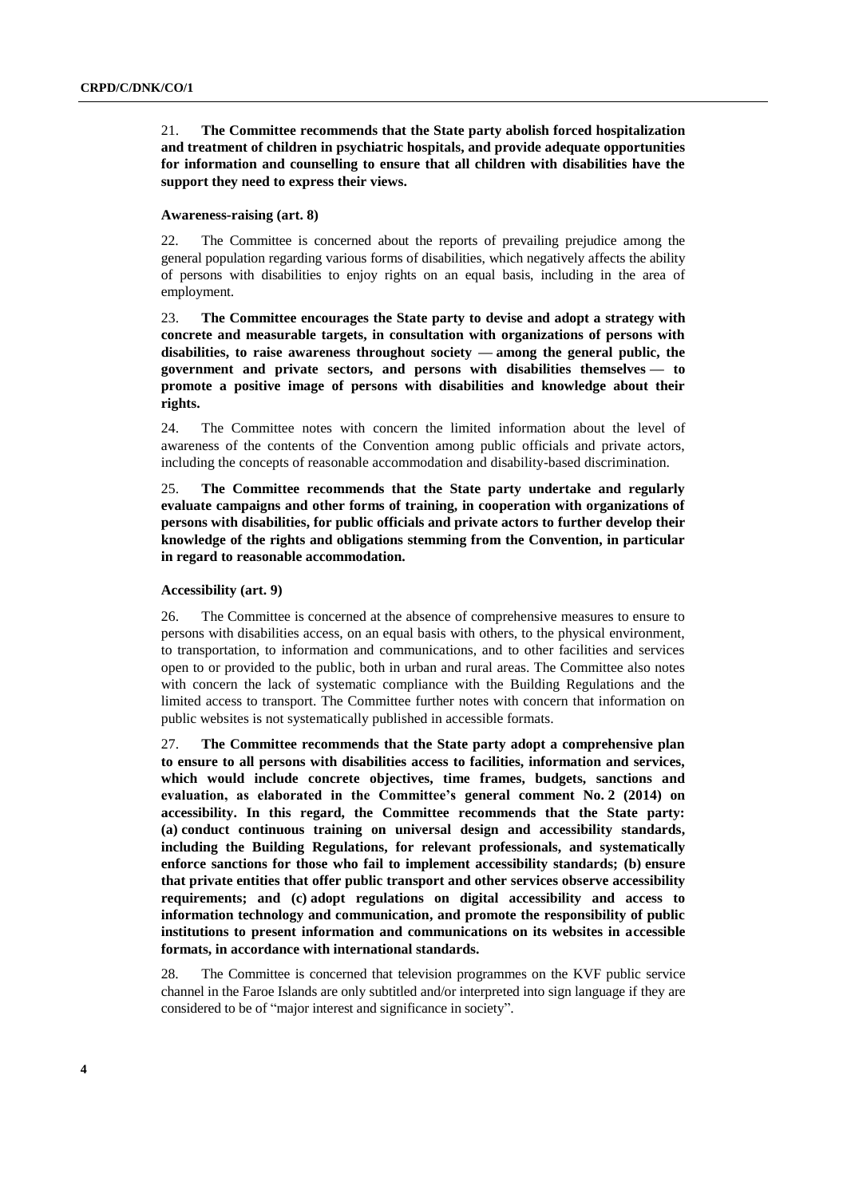21. **The Committee recommends that the State party abolish forced hospitalization and treatment of children in psychiatric hospitals, and provide adequate opportunities for information and counselling to ensure that all children with disabilities have the support they need to express their views.**

### Awareness-raising (art. 8)

22. The Committee is concerned about the reports of prevailing prejudice among the general population regarding various forms of disabilities, which negatively affects the ability of persons with disabilities to enjoy rights on an equal basis, including in the area of employment.

23. **The Committee encourages the State party to devise and adopt a strategy with concrete and measurable targets, in consultation with organizations of persons with disabilities, to raise awareness throughout society — among the general public, the government and private sectors, and persons with disabilities themselves — to promote a positive image of persons with disabilities and knowledge about their rights.**

24. The Committee notes with concern the limited information about the level of awareness of the contents of the Convention among public officials and private actors, including the concepts of reasonable accommodation and disability-based discrimination.

25. **The Committee recommends that the State party undertake and regularly evaluate campaigns and other forms of training, in cooperation with organizations of persons with disabilities, for public officials and private actors to further develop their knowledge of the rights and obligations stemming from the Convention, in particular in regard to reasonable accommodation.**

### Accessibility (art. 9)

26. The Committee is concerned at the absence of comprehensive measures to ensure to persons with disabilities access, on an equal basis with others, to the physical environment, to transportation, to information and communications, and to other facilities and services open to or provided to the public, both in urban and rural areas. The Committee also notes with concern the lack of systematic compliance with the Building Regulations and the limited access to transport. The Committee further notes with concern that information on public websites is not systematically published in accessible formats.

27. **The Committee recommends that the State party adopt a comprehensive plan to ensure to all persons with disabilities access to facilities, information and services, which would include concrete objectives, time frames, budgets, sanctions and evaluation, as elaborated in the Committee's general comment No. 2 (2014) on accessibility. In this regard, the Committee recommends that the State party: (a) conduct continuous training on universal design and accessibility standards, including the Building Regulations, for relevant professionals, and systematically enforce sanctions for those who fail to implement accessibility standards; (b) ensure that private entities that offer public transport and other services observe accessibility requirements; and (c) adopt regulations on digital accessibility and access to information technology and communication, and promote the responsibility of public institutions to present information and communications on its websites in accessible formats, in accordance with international standards.**

28. The Committee is concerned that television programmes on the KVF public service channel in the Faroe Islands are only subtitled and/or interpreted into sign language if they are considered to be of "major interest and significance in society".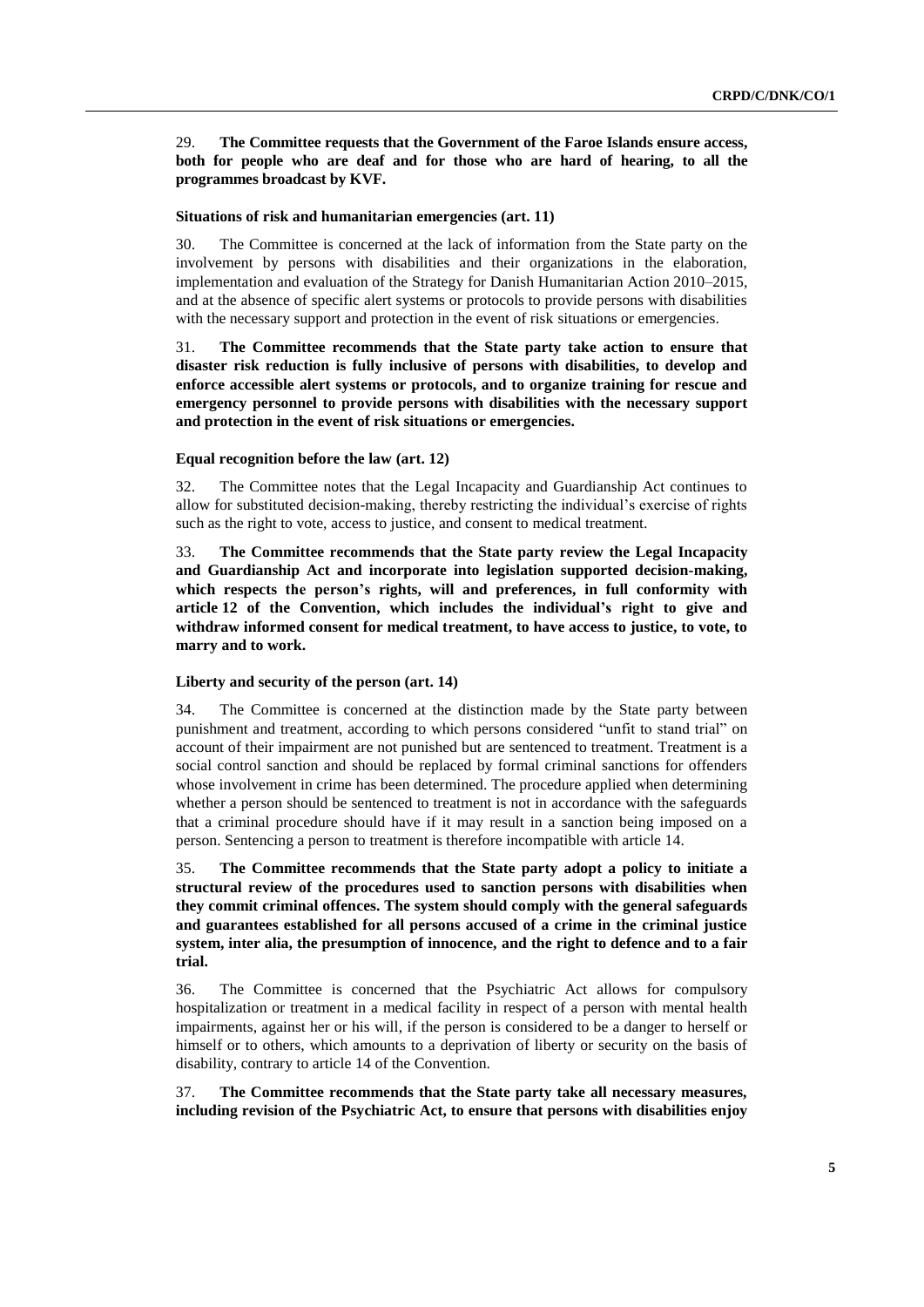29. **The Committee requests that the Government of the Faroe Islands ensure access, both for people who are deaf and for those who are hard of hearing, to all the programmes broadcast by KVF.**

### Situations of risk and humanitarian emergencies (art. 11)

30. The Committee is concerned at the lack of information from the State party on the involvement by persons with disabilities and their organizations in the elaboration, implementation and evaluation of the Strategy for Danish Humanitarian Action 2010–2015, and at the absence of specific alert systems or protocols to provide persons with disabilities with the necessary support and protection in the event of risk situations or emergencies.

31. **The Committee recommends that the State party take action to ensure that disaster risk reduction is fully inclusive of persons with disabilities, to develop and enforce accessible alert systems or protocols, and to organize training for rescue and emergency personnel to provide persons with disabilities with the necessary support and protection in the event of risk situations or emergencies.**

### Equal recognition before the law (art. 12)

32. The Committee notes that the Legal Incapacity and Guardianship Act continues to allow for substituted decision-making, thereby restricting the individual's exercise of rights such as the right to vote, access to justice, and consent to medical treatment.

33. **The Committee recommends that the State party review the Legal Incapacity and Guardianship Act and incorporate into legislation supported decision-making, which respects the person's rights, will and preferences, in full conformity with article 12 of the Convention, which includes the individual's right to give and withdraw informed consent for medical treatment, to have access to justice, to vote, to marry and to work.**

### Liberty and security of the person (art. 14)

34. The Committee is concerned at the distinction made by the State party between punishment and treatment, according to which persons considered "unfit to stand trial" on account of their impairment are not punished but are sentenced to treatment. Treatment is a social control sanction and should be replaced by formal criminal sanctions for offenders whose involvement in crime has been determined. The procedure applied when determining whether a person should be sentenced to treatment is not in accordance with the safeguards that a criminal procedure should have if it may result in a sanction being imposed on a person. Sentencing a person to treatment is therefore incompatible with article 14.

35. **The Committee recommends that the State party adopt a policy to initiate a structural review of the procedures used to sanction persons with disabilities when they commit criminal offences. The system should comply with the general safeguards and guarantees established for all persons accused of a crime in the criminal justice system, inter alia, the presumption of innocence, and the right to defence and to a fair trial.**

36. The Committee is concerned that the Psychiatric Act allows for compulsory hospitalization or treatment in a medical facility in respect of a person with mental health impairments, against her or his will, if the person is considered to be a danger to herself or himself or to others, which amounts to a deprivation of liberty or security on the basis of disability, contrary to article 14 of the Convention.

37. **The Committee recommends that the State party take all necessary measures, including revision of the Psychiatric Act, to ensure that persons with disabilities enjoy**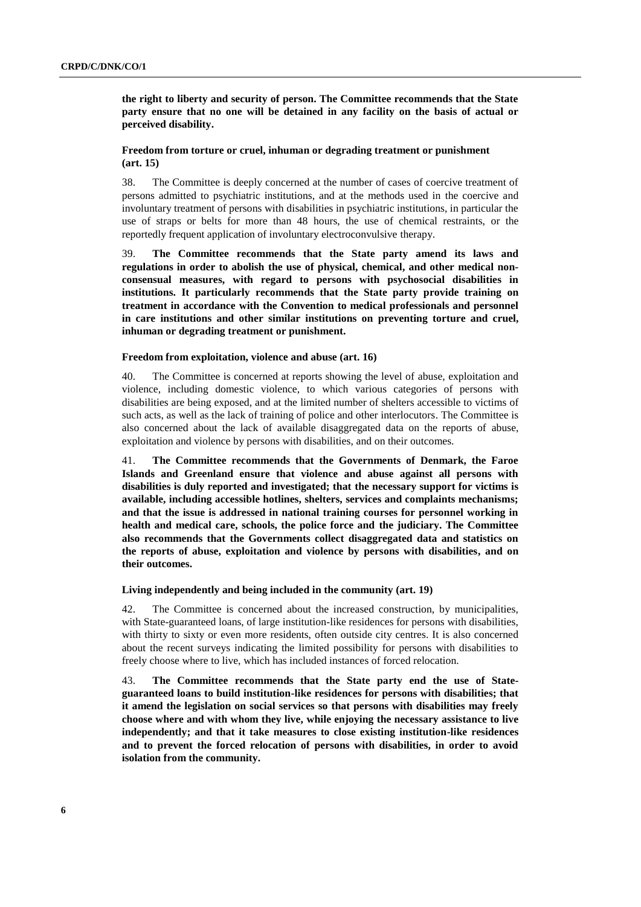**the right to liberty and security of person. The Committee recommends that the State party ensure that no one will be detained in any facility on the basis of actual or perceived disability.**

### Freedom from torture or cruel, inhuman or degrading treatment or punishment (art. 15)

38. The Committee is deeply concerned at the number of cases of coercive treatment of persons admitted to psychiatric institutions, and at the methods used in the coercive and involuntary treatment of persons with disabilities in psychiatric institutions, in particular the use of straps or belts for more than 48 hours, the use of chemical restraints, or the reportedly frequent application of involuntary electroconvulsive therapy.

39. **The Committee recommends that the State party amend its laws and regulations in order to abolish the use of physical, chemical, and other medical non-consensual measures, with regard to persons with psychosocial disabilities in institutions. It particularly recommends that the State party provide training on treatment in accordance with the Convention to medical professionals and personnel in care institutions and other similar institutions on preventing torture and cruel, inhuman or degrading treatment or punishment.**

### Freedom from exploitation, violence and abuse (art. 16)

40. The Committee is concerned at reports showing the level of abuse, exploitation and violence, including domestic violence, to which various categories of persons with disabilities are being exposed, and at the limited number of shelters accessible to victims of such acts, as well as the lack of training of police and other interlocutors. The Committee is also concerned about the lack of available disaggregated data on the reports of abuse, exploitation and violence by persons with disabilities, and on their outcomes.

41. **The Committee recommends that the Governments of Denmark, the Faroe Islands and Greenland ensure that violence and abuse against all persons with disabilities is duly reported and investigated; that the necessary support for victims is available, including accessible hotlines, shelters, services and complaints mechanisms; and that the issue is addressed in national training courses for personnel working in health and medical care, schools, the police force and the judiciary. The Committee also recommends that the Governments collect disaggregated data and statistics on the reports of abuse, exploitation and violence by persons with disabilities, and on their outcomes.**

### Living independently and being included in the community (art. 19)

42. The Committee is concerned about the increased construction, by municipalities, with State-guaranteed loans, of large institution-like residences for persons with disabilities, with thirty to sixty or even more residents, often outside city centres. It is also concerned about the recent surveys indicating the limited possibility for persons with disabilities to freely choose where to live, which has included instances of forced relocation.

43. **The Committee recommends that the State party end the use of State-guaranteed loans to build institution-like residences for persons with disabilities; that it amend the legislation on social services so that persons with disabilities may freely choose where and with whom they live, while enjoying the necessary assistance to live independently; and that it take measures to close existing institution-like residences and to prevent the forced relocation of persons with disabilities, in order to avoid isolation from the community.**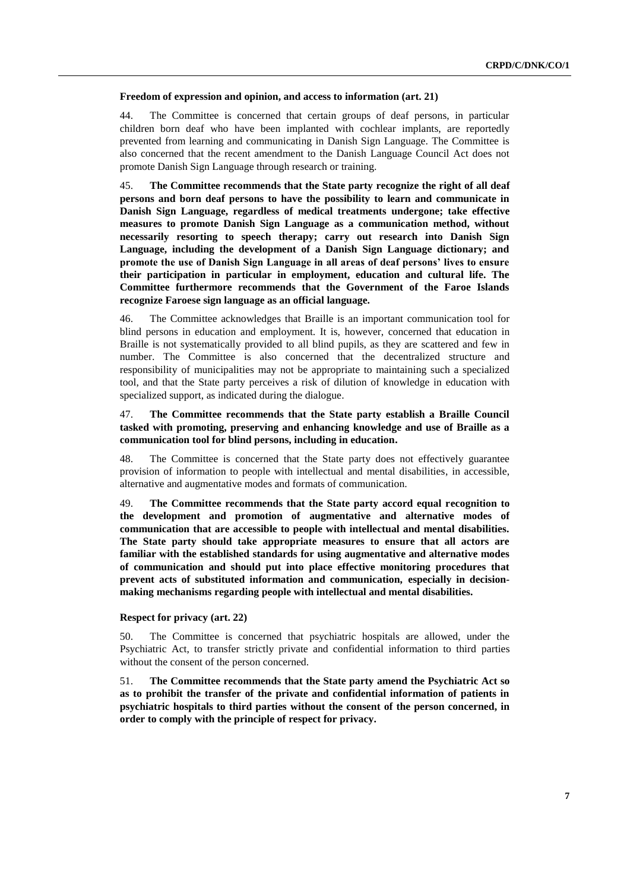**Freedom of expression and opinion, and access to information (art. 21)**

44. The Committee is concerned that certain groups of deaf persons, in particular children born deaf who have been implanted with cochlear implants, are reportedly prevented from learning and communicating in Danish Sign Language. The Committee is also concerned that the recent amendment to the Danish Language Council Act does not promote Danish Sign Language through research or training.

45. **The Committee recommends that the State party recognize the right of all deaf persons and born deaf persons to have the possibility to learn and communicate in Danish Sign Language, regardless of medical treatments undergone; take effective measures to promote Danish Sign Language as a communication method, without necessarily resorting to speech therapy; carry out research into Danish Sign Language, including the development of a Danish Sign Language dictionary; and promote the use of Danish Sign Language in all areas of deaf persons' lives to ensure their participation in particular in employment, education and cultural life. The Committee furthermore recommends that the Government of the Faroe Islands recognize Faroese sign language as an official language.**

46. The Committee acknowledges that Braille is an important communication tool for blind persons in education and employment. It is, however, concerned that education in Braille is not systematically provided to all blind pupils, as they are scattered and few in number. The Committee is also concerned that the decentralized structure and responsibility of municipalities may not be appropriate to maintaining such a specialized tool, and that the State party perceives a risk of dilution of knowledge in education with specialized support, as indicated during the dialogue.

47. **The Committee recommends that the State party establish a Braille Council tasked with promoting, preserving and enhancing knowledge and use of Braille as a communication tool for blind persons, including in education.**

48. The Committee is concerned that the State party does not effectively guarantee provision of information to people with intellectual and mental disabilities, in accessible, alternative and augmentative modes and formats of communication.

49. **The Committee recommends that the State party accord equal recognition to the development and promotion of augmentative and alternative modes of communication that are accessible to people with intellectual and mental disabilities. The State party should take appropriate measures to ensure that all actors are familiar with the established standards for using augmentative and alternative modes of communication and should put into place effective monitoring procedures that prevent acts of substituted information and communication, especially in decision-making mechanisms regarding people with intellectual and mental disabilities.**

**Respect for privacy (art. 22)**

50. The Committee is concerned that psychiatric hospitals are allowed, under the Psychiatric Act, to transfer strictly private and confidential information to third parties without the consent of the person concerned.

51. **The Committee recommends that the State party amend the Psychiatric Act so as to prohibit the transfer of the private and confidential information of patients in psychiatric hospitals to third parties without the consent of the person concerned, in order to comply with the principle of respect for privacy.**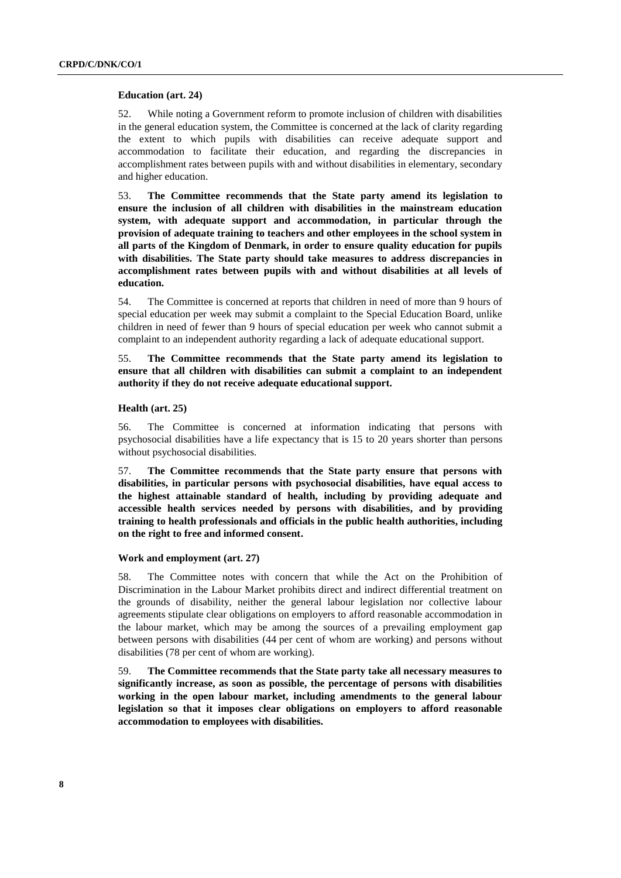### Education (art. 24)

52. While noting a Government reform to promote inclusion of children with disabilities in the general education system, the Committee is concerned at the lack of clarity regarding the extent to which pupils with disabilities can receive adequate support and accommodation to facilitate their education, and regarding the discrepancies in accomplishment rates between pupils with and without disabilities in elementary, secondary and higher education.

53. **The Committee recommends that the State party amend its legislation to ensure the inclusion of all children with disabilities in the mainstream education system, with adequate support and accommodation, in particular through the provision of adequate training to teachers and other employees in the school system in all parts of the Kingdom of Denmark, in order to ensure quality education for pupils with disabilities. The State party should take measures to address discrepancies in accomplishment rates between pupils with and without disabilities at all levels of education.**

54. The Committee is concerned at reports that children in need of more than 9 hours of special education per week may submit a complaint to the Special Education Board, unlike children in need of fewer than 9 hours of special education per week who cannot submit a complaint to an independent authority regarding a lack of adequate educational support.

55. **The Committee recommends that the State party amend its legislation to ensure that all children with disabilities can submit a complaint to an independent authority if they do not receive adequate educational support.**

### Health (art. 25)

56. The Committee is concerned at information indicating that persons with psychosocial disabilities have a life expectancy that is 15 to 20 years shorter than persons without psychosocial disabilities.

57. **The Committee recommends that the State party ensure that persons with disabilities, in particular persons with psychosocial disabilities, have equal access to the highest attainable standard of health, including by providing adequate and accessible health services needed by persons with disabilities, and by providing training to health professionals and officials in the public health authorities, including on the right to free and informed consent.**

### Work and employment (art. 27)

58. The Committee notes with concern that while the Act on the Prohibition of Discrimination in the Labour Market prohibits direct and indirect differential treatment on the grounds of disability, neither the general labour legislation nor collective labour agreements stipulate clear obligations on employers to afford reasonable accommodation in the labour market, which may be among the sources of a prevailing employment gap between persons with disabilities (44 per cent of whom are working) and persons without disabilities (78 per cent of whom are working).

59. **The Committee recommends that the State party take all necessary measures to significantly increase, as soon as possible, the percentage of persons with disabilities working in the open labour market, including amendments to the general labour legislation so that it imposes clear obligations on employers to afford reasonable accommodation to employees with disabilities.**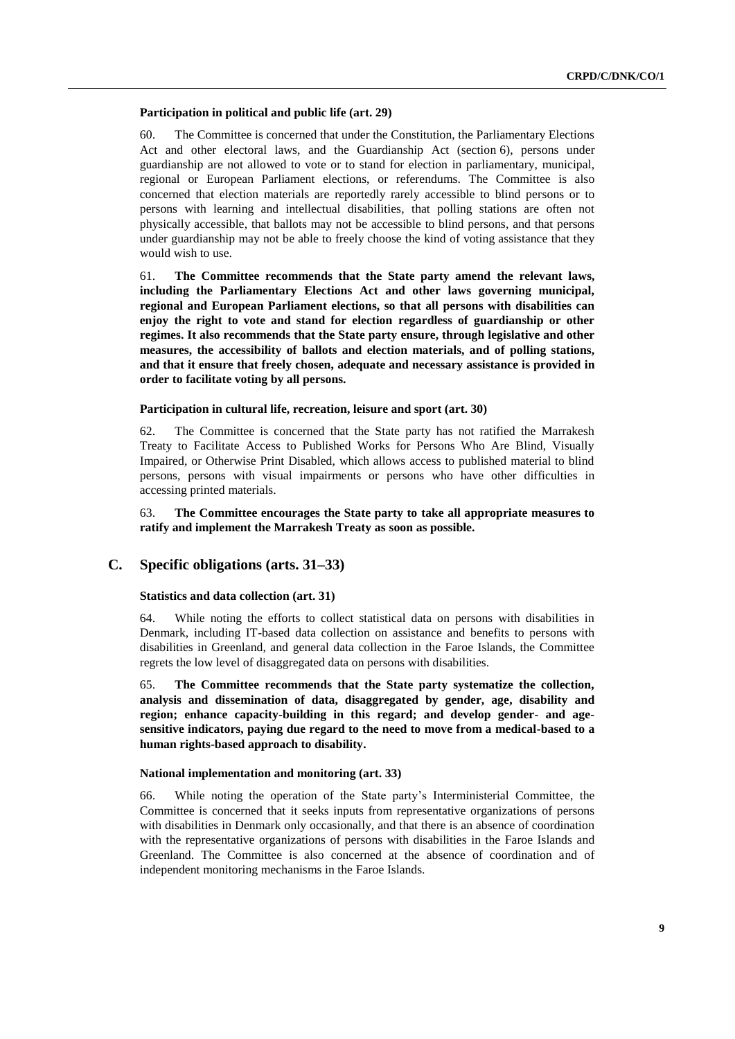**Participation in political and public life (art. 29)**

60. The Committee is concerned that under the Constitution, the Parliamentary Elections Act and other electoral laws, and the Guardianship Act (section 6), persons under guardianship are not allowed to vote or to stand for election in parliamentary, municipal, regional or European Parliament elections, or referendums. The Committee is also concerned that election materials are reportedly rarely accessible to blind persons or to persons with learning and intellectual disabilities, that polling stations are often not physically accessible, that ballots may not be accessible to blind persons, and that persons under guardianship may not be able to freely choose the kind of voting assistance that they would wish to use.

61. **The Committee recommends that the State party amend the relevant laws, including the Parliamentary Elections Act and other laws governing municipal, regional and European Parliament elections, so that all persons with disabilities can enjoy the right to vote and stand for election regardless of guardianship or other regimes. It also recommends that the State party ensure, through legislative and other measures, the accessibility of ballots and election materials, and of polling stations, and that it ensure that freely chosen, adequate and necessary assistance is provided in order to facilitate voting by all persons.**

**Participation in cultural life, recreation, leisure and sport (art. 30)**

62. The Committee is concerned that the State party has not ratified the Marrakesh Treaty to Facilitate Access to Published Works for Persons Who Are Blind, Visually Impaired, or Otherwise Print Disabled, which allows access to published material to blind persons, persons with visual impairments or persons who have other difficulties in accessing printed materials.

63. **The Committee encourages the State party to take all appropriate measures to ratify and implement the Marrakesh Treaty as soon as possible.**

## C. Specific obligations (arts. 31–33)

**Statistics and data collection (art. 31)**

64. While noting the efforts to collect statistical data on persons with disabilities in Denmark, including IT-based data collection on assistance and benefits to persons with disabilities in Greenland, and general data collection in the Faroe Islands, the Committee regrets the low level of disaggregated data on persons with disabilities.

65. **The Committee recommends that the State party systematize the collection, analysis and dissemination of data, disaggregated by gender, age, disability and region; enhance capacity-building in this regard; and develop gender- and age-sensitive indicators, paying due regard to the need to move from a medical-based to a human rights-based approach to disability.**

**National implementation and monitoring (art. 33)**

66. While noting the operation of the State party's Interministerial Committee, the Committee is concerned that it seeks inputs from representative organizations of persons with disabilities in Denmark only occasionally, and that there is an absence of coordination with the representative organizations of persons with disabilities in the Faroe Islands and Greenland. The Committee is also concerned at the absence of coordination and of independent monitoring mechanisms in the Faroe Islands.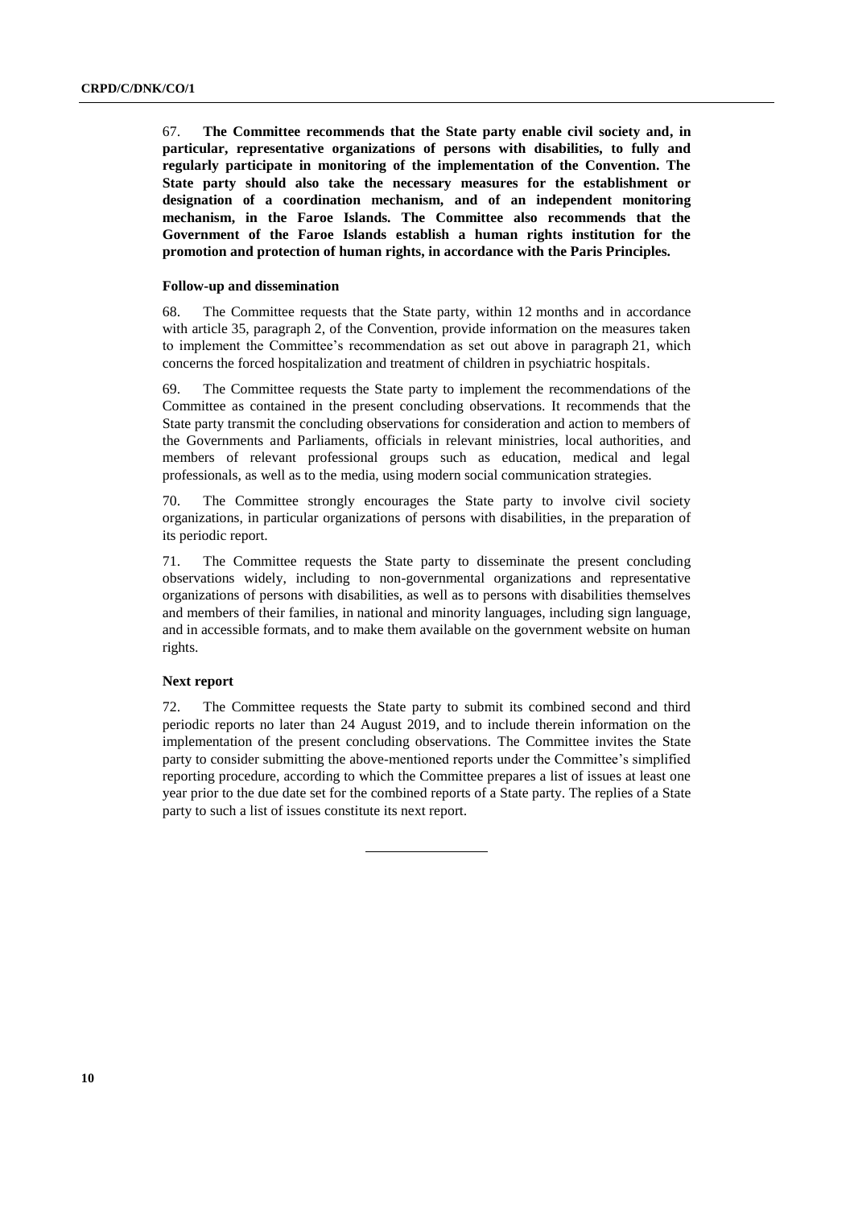67. **The Committee recommends that the State party enable civil society and, in particular, representative organizations of persons with disabilities, to fully and regularly participate in monitoring of the implementation of the Convention. The State party should also take the necessary measures for the establishment or designation of a coordination mechanism, and of an independent monitoring mechanism, in the Faroe Islands. The Committee also recommends that the Government of the Faroe Islands establish a human rights institution for the promotion and protection of human rights, in accordance with the Paris Principles.**

### Follow-up and dissemination

68. The Committee requests that the State party, within 12 months and in accordance with article 35, paragraph 2, of the Convention, provide information on the measures taken to implement the Committee's recommendation as set out above in paragraph 21, which concerns the forced hospitalization and treatment of children in psychiatric hospitals.

69. The Committee requests the State party to implement the recommendations of the Committee as contained in the present concluding observations. It recommends that the State party transmit the concluding observations for consideration and action to members of the Governments and Parliaments, officials in relevant ministries, local authorities, and members of relevant professional groups such as education, medical and legal professionals, as well as to the media, using modern social communication strategies.

70. The Committee strongly encourages the State party to involve civil society organizations, in particular organizations of persons with disabilities, in the preparation of its periodic report.

71. The Committee requests the State party to disseminate the present concluding observations widely, including to non-governmental organizations and representative organizations of persons with disabilities, as well as to persons with disabilities themselves and members of their families, in national and minority languages, including sign language, and in accessible formats, and to make them available on the government website on human rights.

### Next report

72. The Committee requests the State party to submit its combined second and third periodic reports no later than 24 August 2019, and to include therein information on the implementation of the present concluding observations. The Committee invites the State party to consider submitting the above-mentioned reports under the Committee's simplified reporting procedure, according to which the Committee prepares a list of issues at least one year prior to the due date set for the combined reports of a State party. The replies of a State party to such a list of issues constitute its next report.